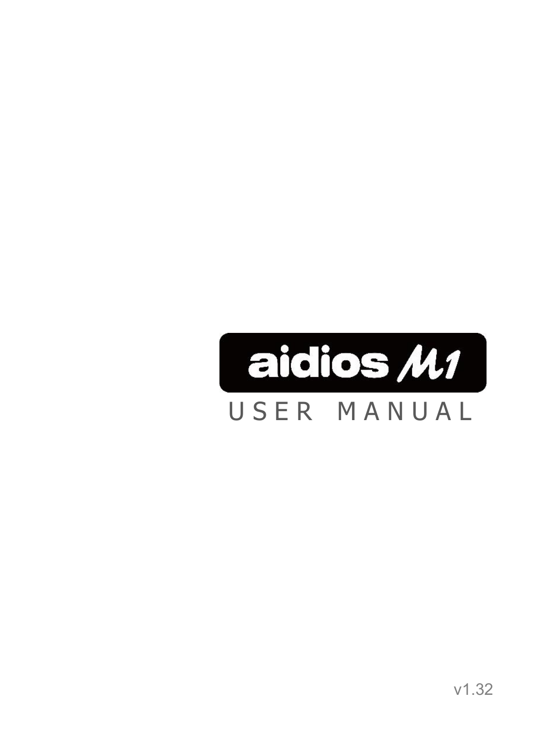# aidios M1

## USER MANUAL

v1.32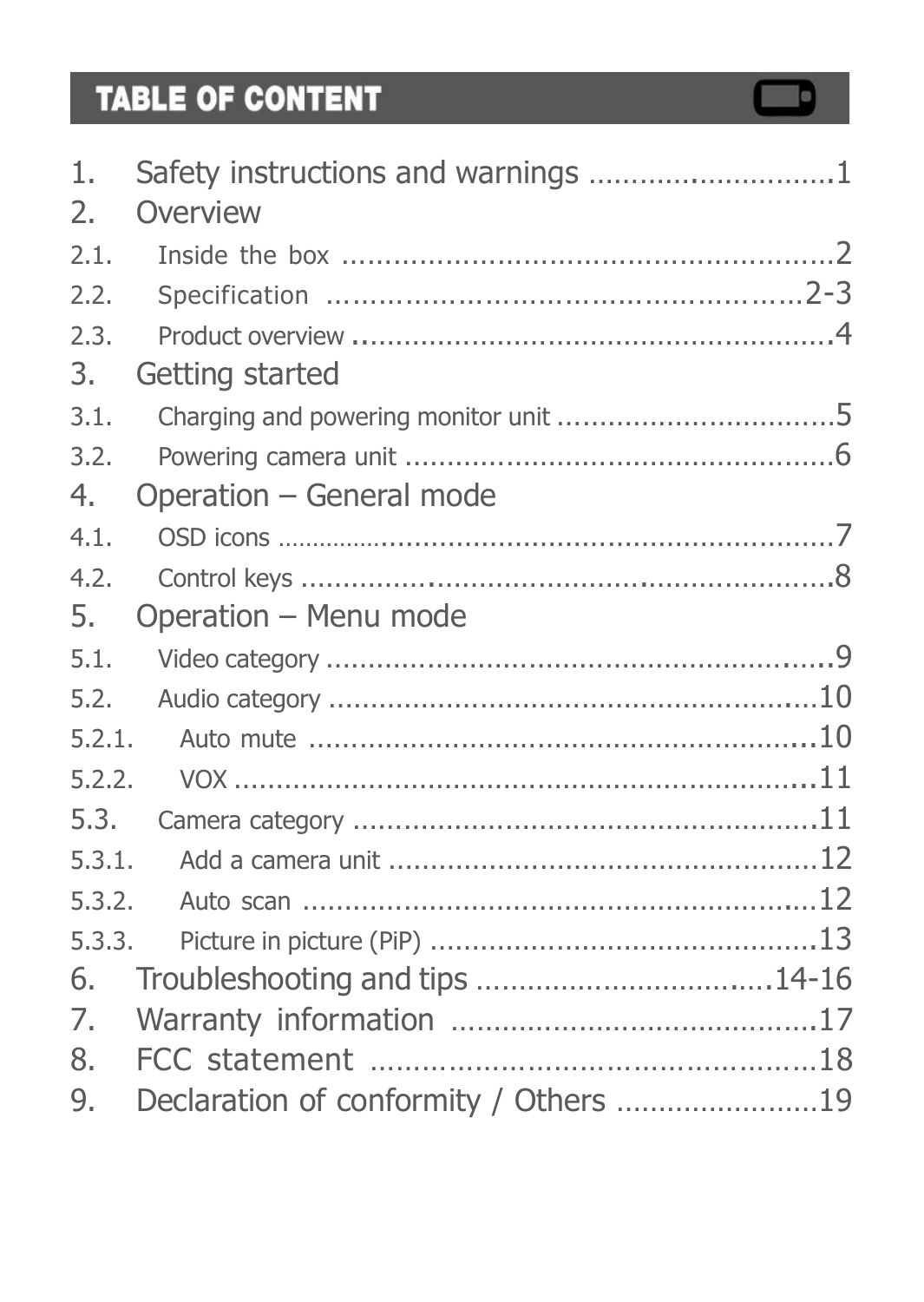# TABLE OF CONTENT

1. Safety instructions and warnings ............................1
2. Overview
   - 2.1. Inside the box .......................................................2
   - 2.2. Specification ..................................................2-3
   - 2.3. Product overview .......................................................4
3. Getting started
   - 3.1. Charging and powering monitor unit ................................5
   - 3.2. Powering camera unit ..................................................6
4. Operation – General mode
   - 4.1. OSD icons ..........................................................................7
   - 4.2. Control keys ..............................................................8
5. Operation – Menu mode
   - 5.1. Video category ..........................................................9
   - 5.2. Audio category ........................................................10
     - 5.2.1. Auto mute ..........................................................10
     - 5.2.2. VOX ..................................................................11
   - 5.3. Camera category .....................................................11
     - 5.3.1. Add a camera unit ..................................................12
     - 5.3.2. Auto scan ..........................................................12
     - 5.3.3. Picture in picture (PiP) ............................................13
6. Troubleshooting and tips .................................14-16
7. Warranty information ..........................................17
8. FCC statement ..................................................18
9. Declaration of conformity / Others .......................19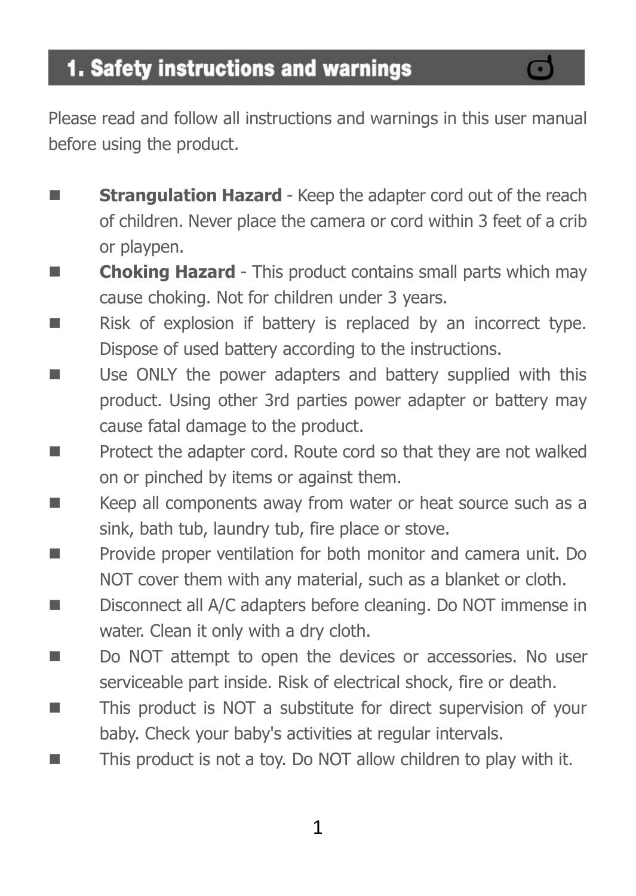# 1. Safety instructions and warnings

Please read and follow all instructions and warnings in this user manual before using the product.

- **Strangulation Hazard** - Keep the adapter cord out of the reach of children. Never place the camera or cord within 3 feet of a crib or playpen.
- **Choking Hazard** - This product contains small parts which may cause choking. Not for children under 3 years.
- Risk of explosion if battery is replaced by an incorrect type. Dispose of used battery according to the instructions.
- Use ONLY the power adapters and battery supplied with this product. Using other 3rd parties power adapter or battery may cause fatal damage to the product.
- Protect the adapter cord. Route cord so that they are not walked on or pinched by items or against them.
- Keep all components away from water or heat source such as a sink, bath tub, laundry tub, fire place or stove.
- Provide proper ventilation for both monitor and camera unit. Do NOT cover them with any material, such as a blanket or cloth.
- Disconnect all A/C adapters before cleaning. Do NOT immense in water. Clean it only with a dry cloth.
- Do NOT attempt to open the devices or accessories. No user serviceable part inside. Risk of electrical shock, fire or death.
- This product is NOT a substitute for direct supervision of your baby. Check your baby's activities at regular intervals.
- This product is not a toy. Do NOT allow children to play with it.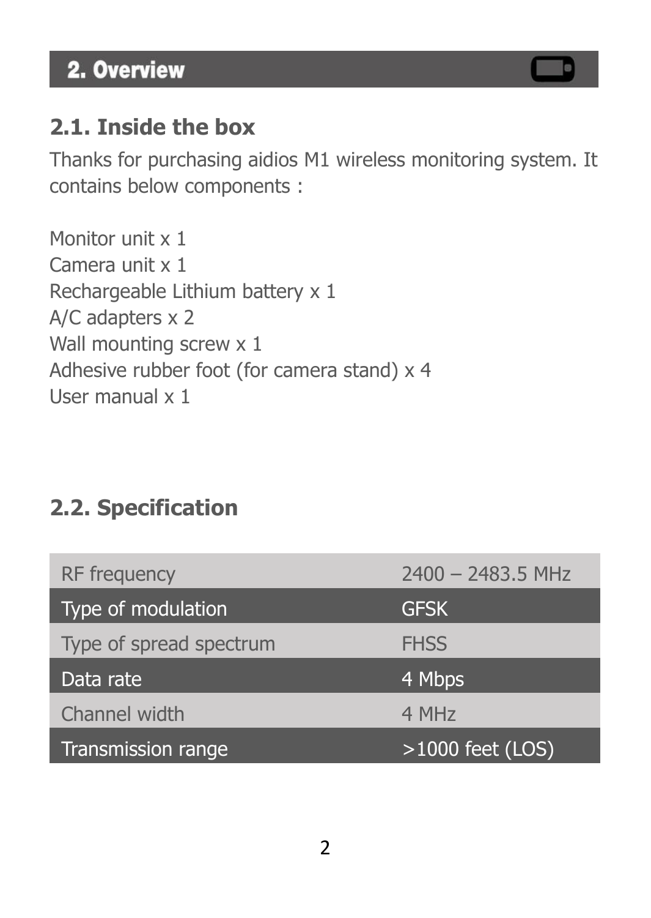## 2. Overview

### 2.1. Inside the box

Thanks for purchasing aidios M1 wireless monitoring system. It contains below components :

Monitor unit x 1
Camera unit x 1
Rechargeable Lithium battery x 1
A/C adapters x 2
Wall mounting screw x 1
Adhesive rubber foot (for camera stand) x 4
User manual x 1

### 2.2. Specification

| | |
|---|---|
| RF frequency | 2400 – 2483.5 MHz |
| Type of modulation | GFSK |
| Type of spread spectrum | FHSS |
| Data rate | 4 Mbps |
| Channel width | 4 MHz |
| Transmission range | >1000 feet (LOS) |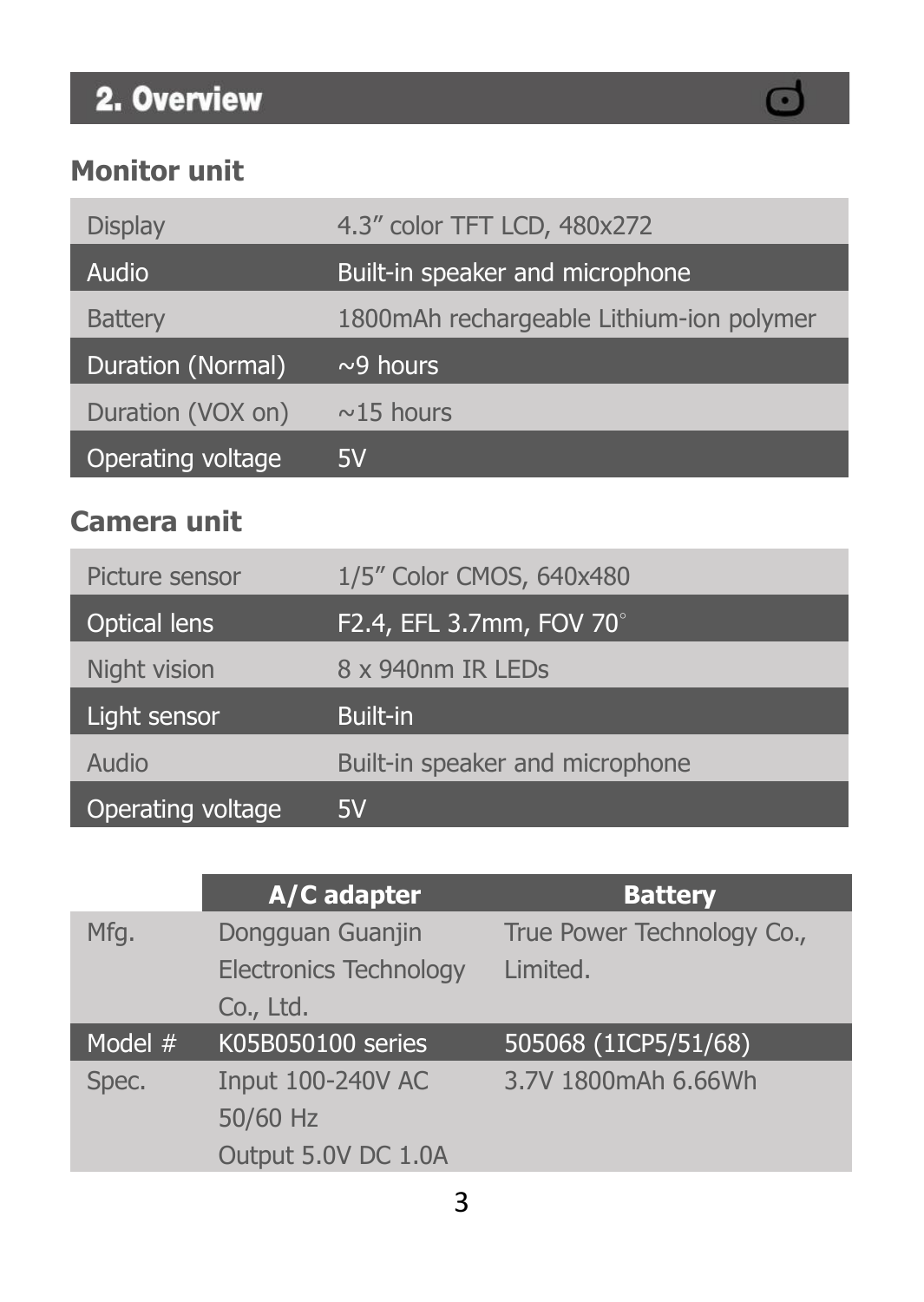## 2. Overview

### Monitor unit

| | |
|---|---|
| Display | 4.3” color TFT LCD, 480x272 |
| Audio | Built-in speaker and microphone |
| Battery | 1800mAh rechargeable Lithium-ion polymer |
| Duration (Normal) | ~9 hours |
| Duration (VOX on) | ~15 hours |
| Operating voltage | 5V |

### Camera unit

| | |
|---|---|
| Picture sensor | 1/5” Color CMOS, 640x480 |
| Optical lens | F2.4, EFL 3.7mm, FOV 70° |
| Night vision | 8 x 940nm IR LEDs |
| Light sensor | Built-in |
| Audio | Built-in speaker and microphone |
| Operating voltage | 5V |

| | A/C adapter | Battery |
|---|---|---|
| Mfg. | Dongguan Guanjin Electronics Technology Co., Ltd. | True Power Technology Co., Limited. |
| Model # | K05B050100 series | 505068 (1ICP5/51/68) |
| Spec. | Input 100-240V AC 50/60 Hz Output 5.0V DC 1.0A | 3.7V 1800mAh 6.66Wh |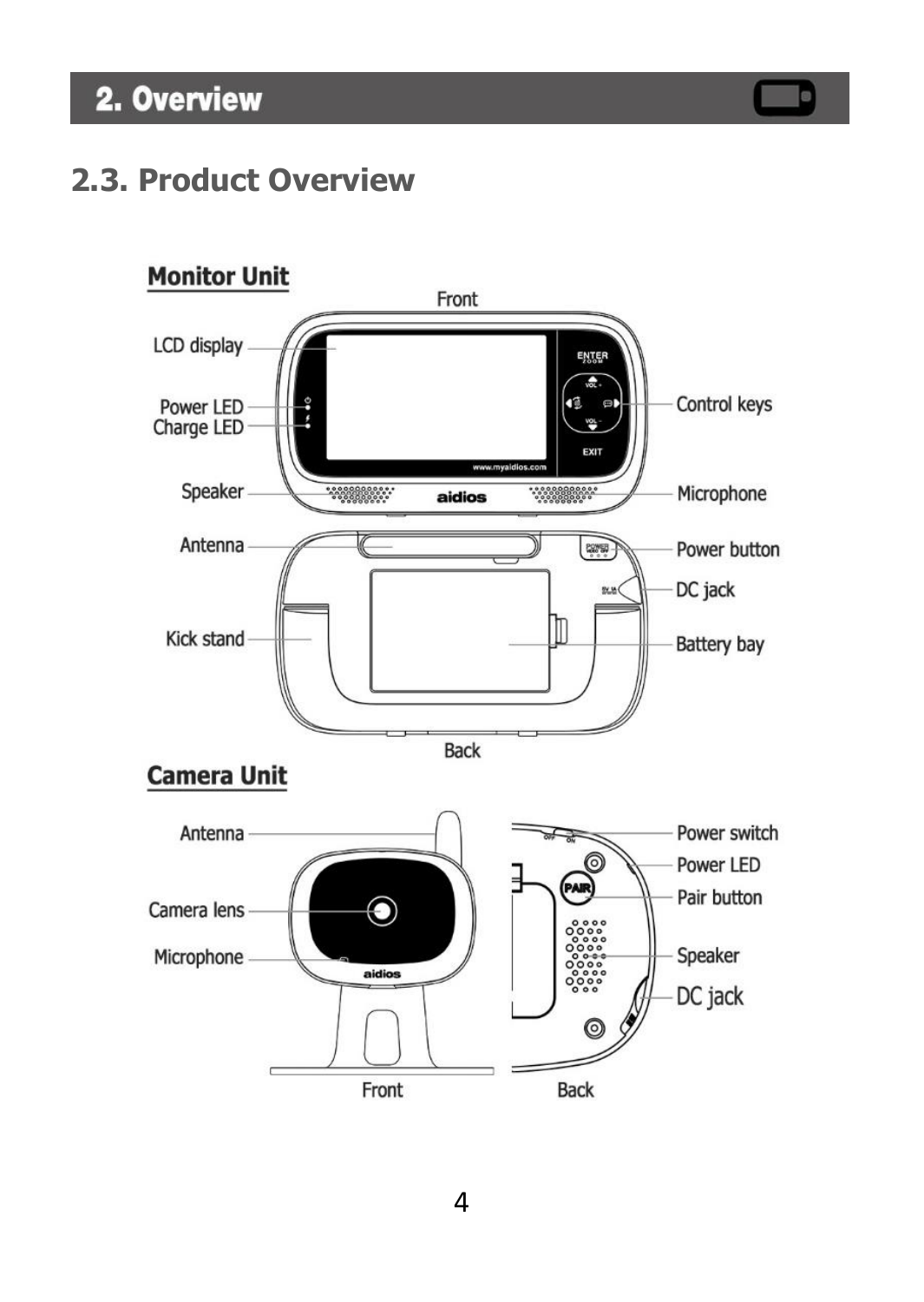# 2. Overview

## 2.3. Product Overview

### Monitor Unit

Front

LCD display

Power LED

Charge LED

Speaker

Control keys

Microphone

Antenna

Kick stand

Power button

DC jack

Battery bay

Back

### Camera Unit

Antenna

Camera lens

Microphone

Front

Power switch

Power LED

Pair button

Speaker

DC jack

Back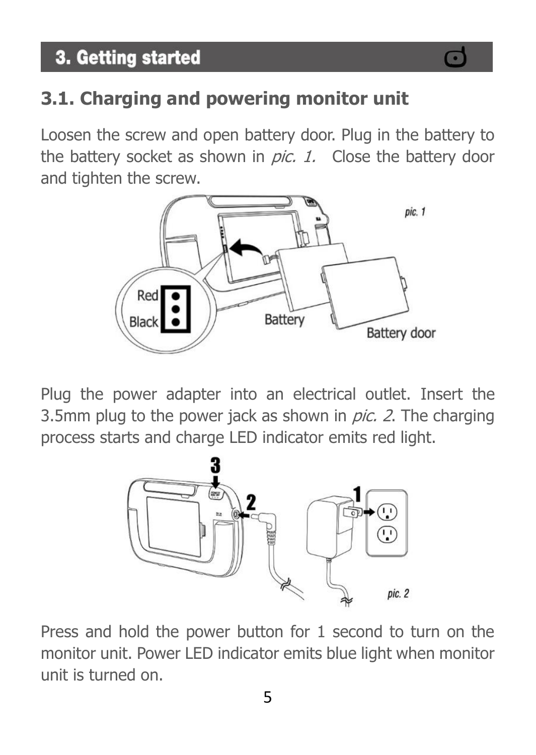# 3. Getting started

## 3.1. Charging and powering monitor unit

Loosen the screw and open battery door. Plug in the battery to the battery socket as shown in *pic. 1.* Close the battery door and tighten the screw.

Plug the power adapter into an electrical outlet. Insert the 3.5mm plug to the power jack as shown in *pic. 2*. The charging process starts and charge LED indicator emits red light.

Press and hold the power button for 1 second to turn on the monitor unit. Power LED indicator emits blue light when monitor unit is turned on.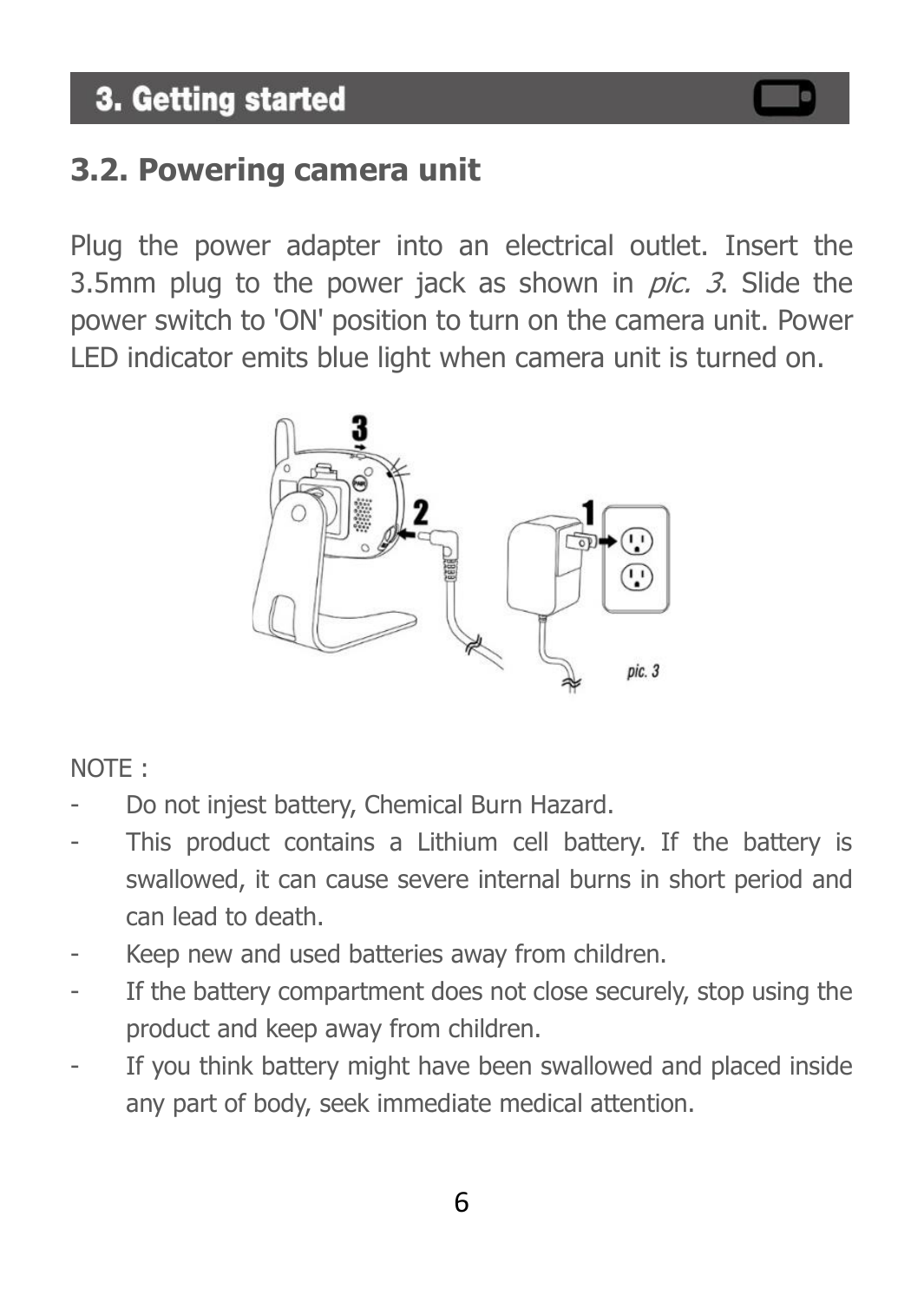## 3. Getting started

### 3.2. Powering camera unit

Plug the power adapter into an electrical outlet. Insert the 3.5mm plug to the power jack as shown in *pic. 3*. Slide the power switch to 'ON' position to turn on the camera unit. Power LED indicator emits blue light when camera unit is turned on.

pic. 3

NOTE :

- Do not injest battery, Chemical Burn Hazard.
- This product contains a Lithium cell battery. If the battery is swallowed, it can cause severe internal burns in short period and can lead to death.
- Keep new and used batteries away from children.
- If the battery compartment does not close securely, stop using the product and keep away from children.
- If you think battery might have been swallowed and placed inside any part of body, seek immediate medical attention.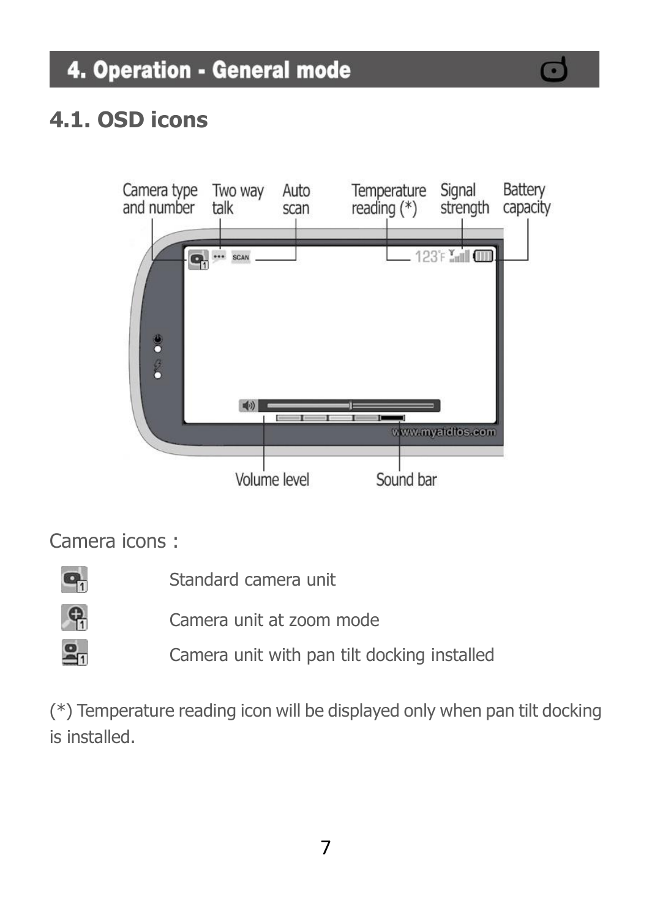# 4. Operation - General mode

## 4.1. OSD icons

Camera type and number | Two way talk | Auto scan | Temperature reading (*) | Signal strength | Battery capacity

Volume level | Sound bar

Camera icons :

- Standard camera unit
- Camera unit at zoom mode
- Camera unit with pan tilt docking installed

(*) Temperature reading icon will be displayed only when pan tilt docking is installed.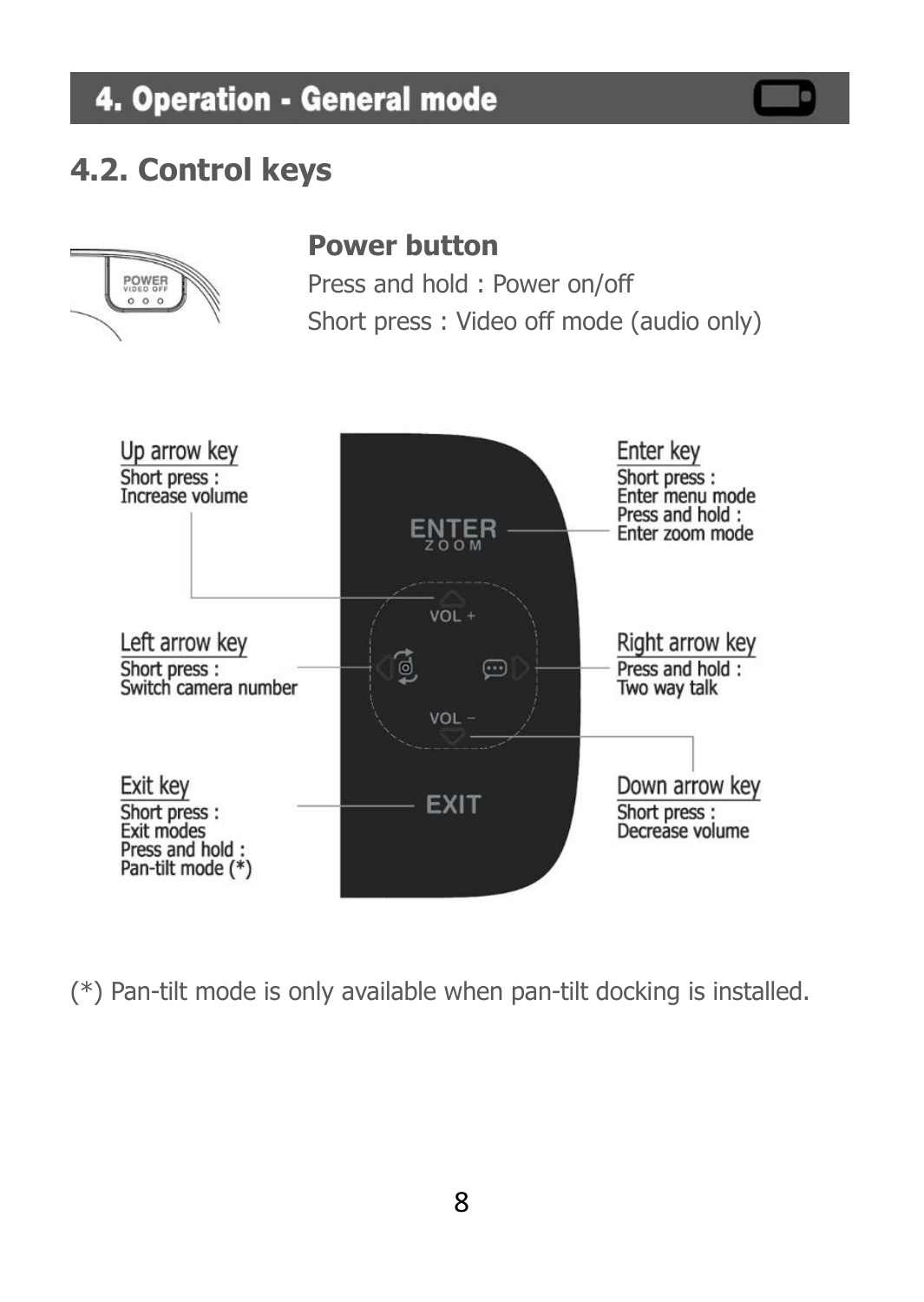# 4. Operation - General mode

## 4.2. Control keys

### Power button

Press and hold : Power on/off

Short press : Video off mode (audio only)

**Up arrow key**
Short press : Increase volume

**Left arrow key**
Short press : Switch camera number

**Exit key**
Short press : Exit modes
Press and hold : Pan-tilt mode (*)

**Enter key**
Short press : Enter menu mode
Press and hold : Enter zoom mode

**Right arrow key**
Press and hold : Two way talk

**Down arrow key**
Short press : Decrease volume

(*) Pan-tilt mode is only available when pan-tilt docking is installed.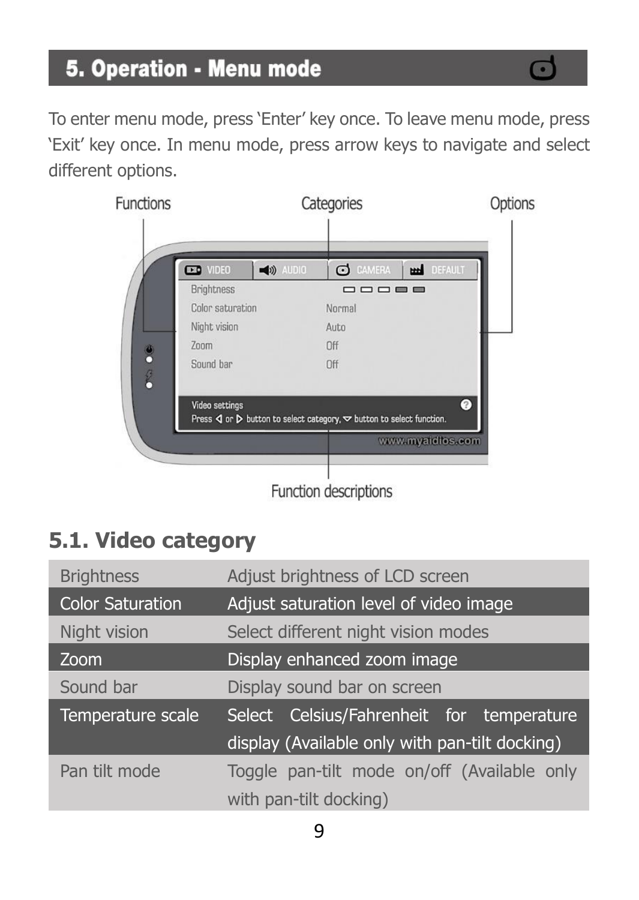# 5. Operation - Menu mode

To enter menu mode, press 'Enter' key once. To leave menu mode, press 'Exit' key once. In menu mode, press arrow keys to navigate and select different options.

## 5.1. Video category

| Function | Description |
|---|---|
| Brightness | Adjust brightness of LCD screen |
| Color Saturation | Adjust saturation level of video image |
| Night vision | Select different night vision modes |
| Zoom | Display enhanced zoom image |
| Sound bar | Display sound bar on screen |
| Temperature scale | Select Celsius/Fahrenheit for temperature display (Available only with pan-tilt docking) |
| Pan tilt mode | Toggle pan-tilt mode on/off (Available only with pan-tilt docking) |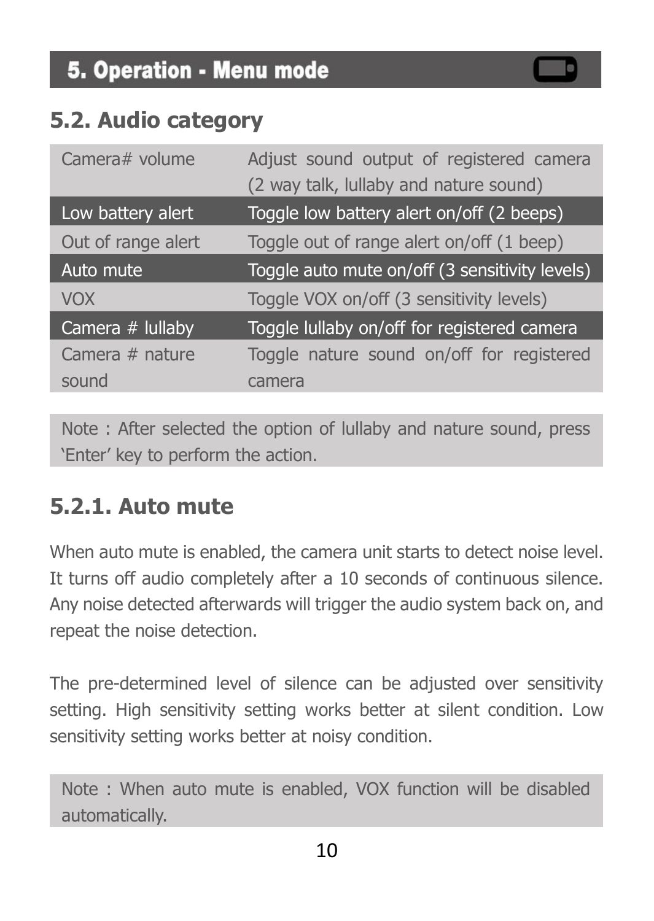# 5. Operation - Menu mode

## 5.2. Audio category

| | |
|---|---|
| Camera# volume | Adjust sound output of registered camera (2 way talk, lullaby and nature sound) |
| Low battery alert | Toggle low battery alert on/off (2 beeps) |
| Out of range alert | Toggle out of range alert on/off (1 beep) |
| Auto mute | Toggle auto mute on/off (3 sensitivity levels) |
| VOX | Toggle VOX on/off (3 sensitivity levels) |
| Camera # lullaby | Toggle lullaby on/off for registered camera |
| Camera # nature sound | Toggle nature sound on/off for registered camera |

Note : After selected the option of lullaby and nature sound, press 'Enter' key to perform the action.

### 5.2.1. Auto mute

When auto mute is enabled, the camera unit starts to detect noise level. It turns off audio completely after a 10 seconds of continuous silence. Any noise detected afterwards will trigger the audio system back on, and repeat the noise detection.

The pre-determined level of silence can be adjusted over sensitivity setting. High sensitivity setting works better at silent condition. Low sensitivity setting works better at noisy condition.

Note : When auto mute is enabled, VOX function will be disabled automatically.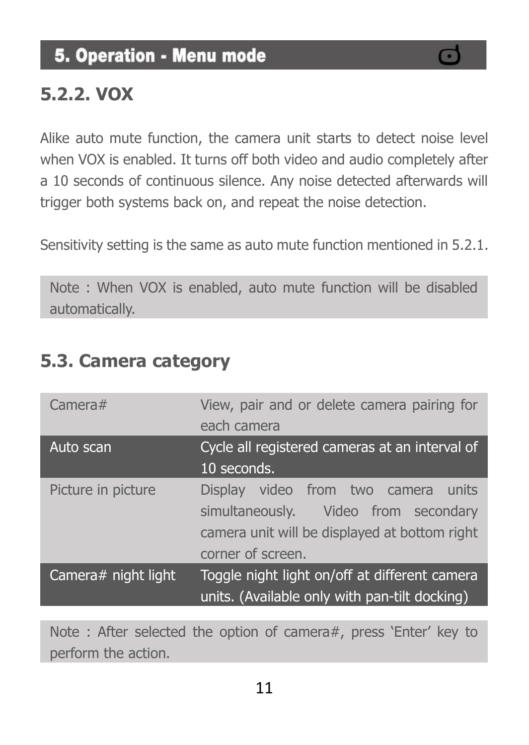# 5. Operation - Menu mode

## 5.2.2. VOX

Alike auto mute function, the camera unit starts to detect noise level when VOX is enabled. It turns off both video and audio completely after a 10 seconds of continuous silence. Any noise detected afterwards will trigger both systems back on, and repeat the noise detection.

Sensitivity setting is the same as auto mute function mentioned in 5.2.1.

Note : When VOX is enabled, auto mute function will be disabled automatically.

## 5.3. Camera category

| | |
|---|---|
| Camera# | View, pair and or delete camera pairing for each camera |
| Auto scan | Cycle all registered cameras at an interval of 10 seconds. |
| Picture in picture | Display video from two camera units simultaneously. Video from secondary camera unit will be displayed at bottom right corner of screen. |
| Camera# night light | Toggle night light on/off at different camera units. (Available only with pan-tilt docking) |

Note : After selected the option of camera#, press ‘Enter’ key to perform the action.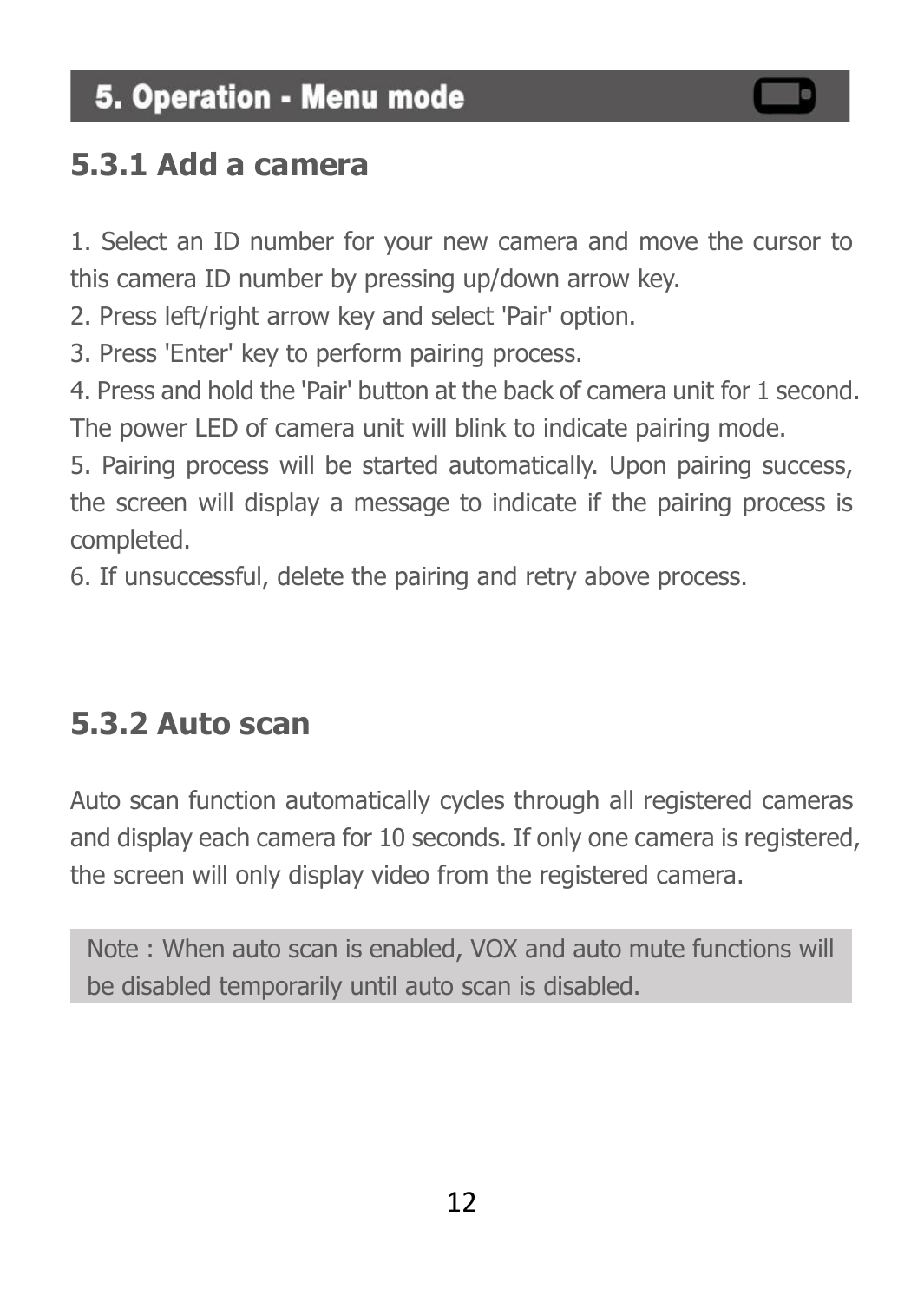# 5. Operation - Menu mode

## 5.3.1 Add a camera

1. Select an ID number for your new camera and move the cursor to this camera ID number by pressing up/down arrow key.
2. Press left/right arrow key and select 'Pair' option.
3. Press 'Enter' key to perform pairing process.
4. Press and hold the 'Pair' button at the back of camera unit for 1 second. The power LED of camera unit will blink to indicate pairing mode.
5. Pairing process will be started automatically. Upon pairing success, the screen will display a message to indicate if the pairing process is completed.
6. If unsuccessful, delete the pairing and retry above process.

## 5.3.2 Auto scan

Auto scan function automatically cycles through all registered cameras and display each camera for 10 seconds. If only one camera is registered, the screen will only display video from the registered camera.

Note : When auto scan is enabled, VOX and auto mute functions will be disabled temporarily until auto scan is disabled.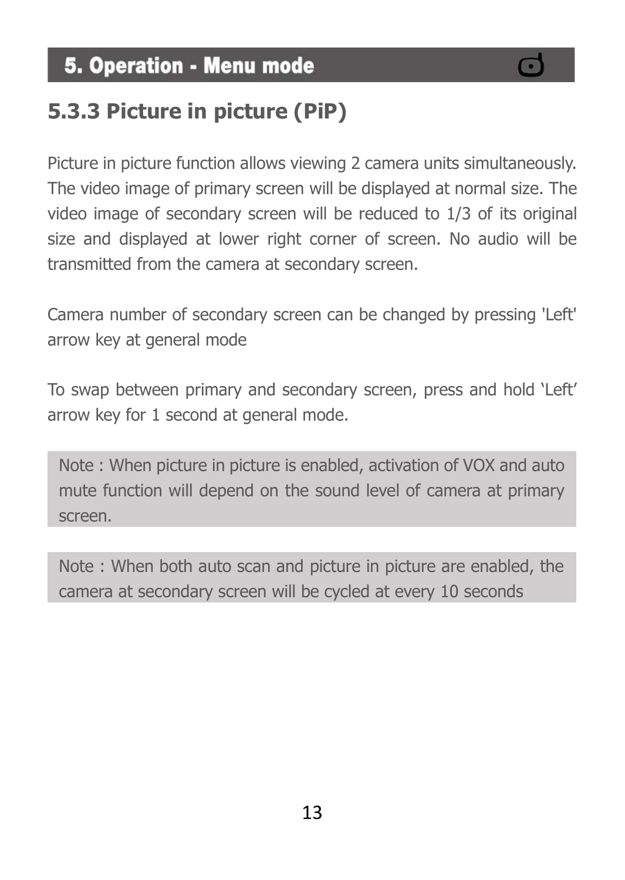# 5. Operation - Menu mode

## 5.3.3 Picture in picture (PiP)

Picture in picture function allows viewing 2 camera units simultaneously. The video image of primary screen will be displayed at normal size. The video image of secondary screen will be reduced to 1/3 of its original size and displayed at lower right corner of screen. No audio will be transmitted from the camera at secondary screen.

Camera number of secondary screen can be changed by pressing 'Left' arrow key at general mode

To swap between primary and secondary screen, press and hold 'Left' arrow key for 1 second at general mode.

> Note : When picture in picture is enabled, activation of VOX and auto mute function will depend on the sound level of camera at primary screen.

> Note : When both auto scan and picture in picture are enabled, the camera at secondary screen will be cycled at every 10 seconds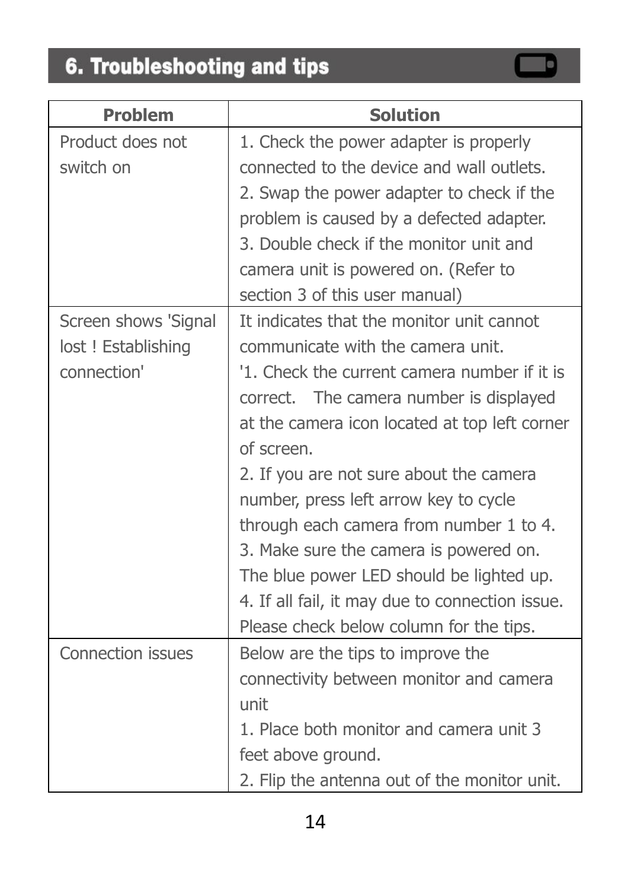## 6. Troubleshooting and tips

| Problem | Solution |
|---|---|
| Product does not switch on | 1. Check the power adapter is properly connected to the device and wall outlets.<br>2. Swap the power adapter to check if the problem is caused by a defected adapter.<br>3. Double check if the monitor unit and camera unit is powered on. (Refer to section 3 of this user manual) |
| Screen shows 'Signal lost ! Establishing connection' | It indicates that the monitor unit cannot communicate with the camera unit.<br>'1. Check the current camera number if it is correct. The camera number is displayed at the camera icon located at top left corner of screen.<br>2. If you are not sure about the camera number, press left arrow key to cycle through each camera from number 1 to 4.<br>3. Make sure the camera is powered on. The blue power LED should be lighted up.<br>4. If all fail, it may due to connection issue. Please check below column for the tips. |
| Connection issues | Below are the tips to improve the connectivity between monitor and camera unit<br>1. Place both monitor and camera unit 3 feet above ground.<br>2. Flip the antenna out of the monitor unit. |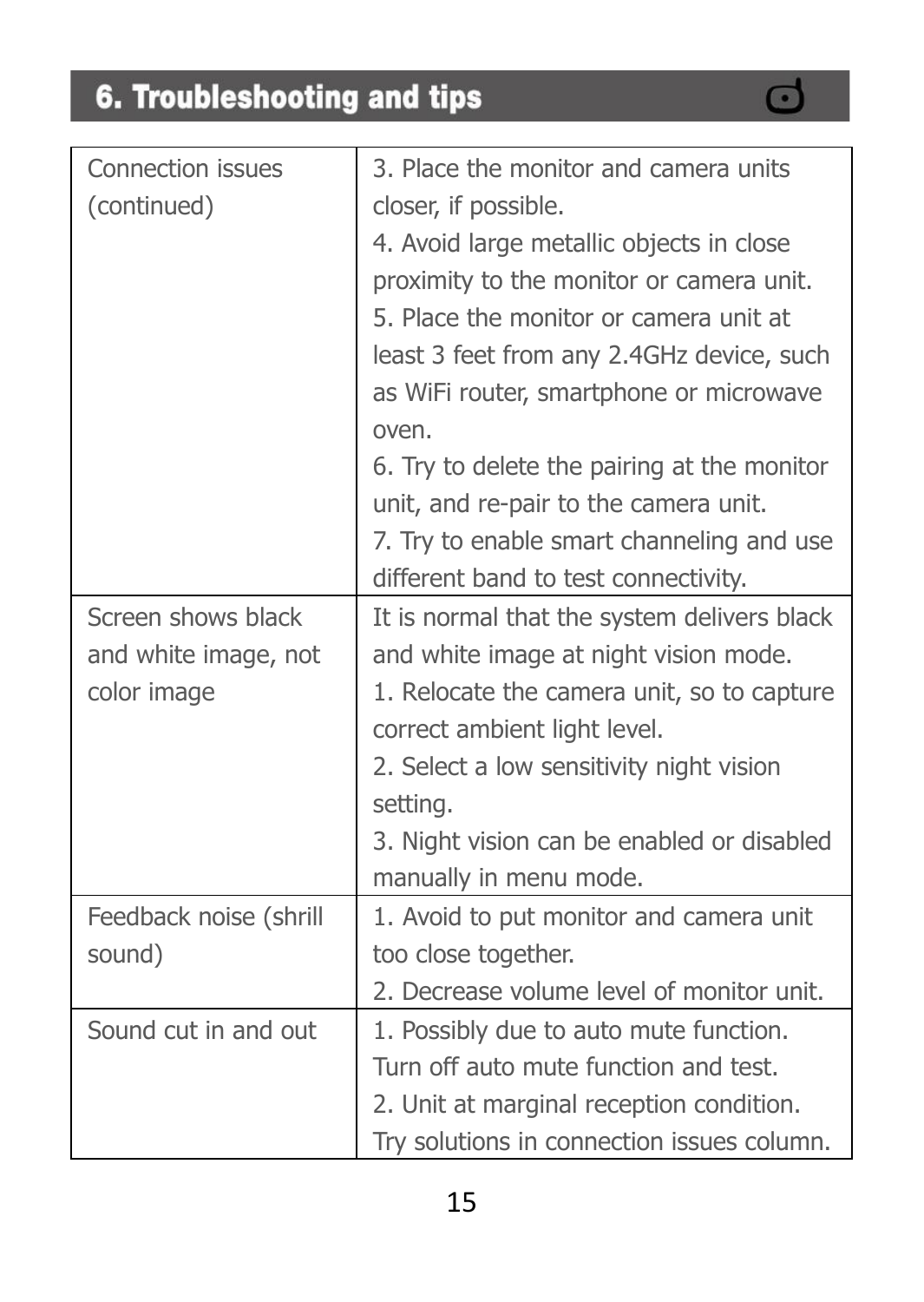## 6. Troubleshooting and tips

| | |
|---|---|
| Connection issues (continued) | 3. Place the monitor and camera units closer, if possible.<br>4. Avoid large metallic objects in close proximity to the monitor or camera unit.<br>5. Place the monitor or camera unit at least 3 feet from any 2.4GHz device, such as WiFi router, smartphone or microwave oven.<br>6. Try to delete the pairing at the monitor unit, and re-pair to the camera unit.<br>7. Try to enable smart channeling and use different band to test connectivity. |
| Screen shows black and white image, not color image | It is normal that the system delivers black and white image at night vision mode.<br>1. Relocate the camera unit, so to capture correct ambient light level.<br>2. Select a low sensitivity night vision setting.<br>3. Night vision can be enabled or disabled manually in menu mode. |
| Feedback noise (shrill sound) | 1. Avoid to put monitor and camera unit too close together.<br>2. Decrease volume level of monitor unit. |
| Sound cut in and out | 1. Possibly due to auto mute function. Turn off auto mute function and test.<br>2. Unit at marginal reception condition. Try solutions in connection issues column. |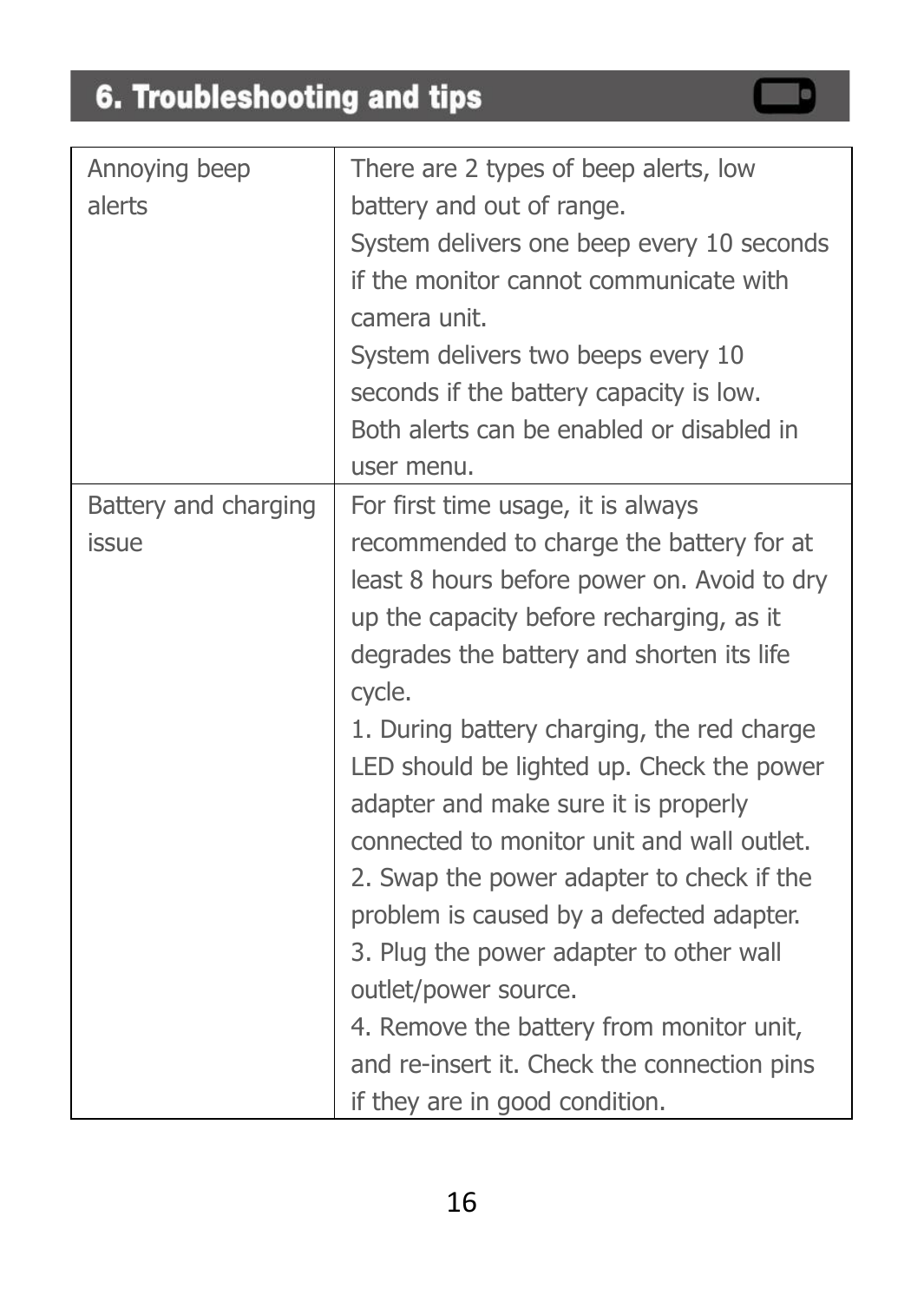## 6. Troubleshooting and tips

| | |
|---|---|
| Annoying beep alerts | There are 2 types of beep alerts, low battery and out of range.<br>System delivers one beep every 10 seconds if the monitor cannot communicate with camera unit.<br>System delivers two beeps every 10 seconds if the battery capacity is low.<br>Both alerts can be enabled or disabled in user menu. |
| Battery and charging issue | For first time usage, it is always recommended to charge the battery for at least 8 hours before power on. Avoid to dry up the capacity before recharging, as it degrades the battery and shorten its life cycle.<br>1. During battery charging, the red charge LED should be lighted up. Check the power adapter and make sure it is properly connected to monitor unit and wall outlet.<br>2. Swap the power adapter to check if the problem is caused by a defected adapter.<br>3. Plug the power adapter to other wall outlet/power source.<br>4. Remove the battery from monitor unit, and re-insert it. Check the connection pins if they are in good condition. |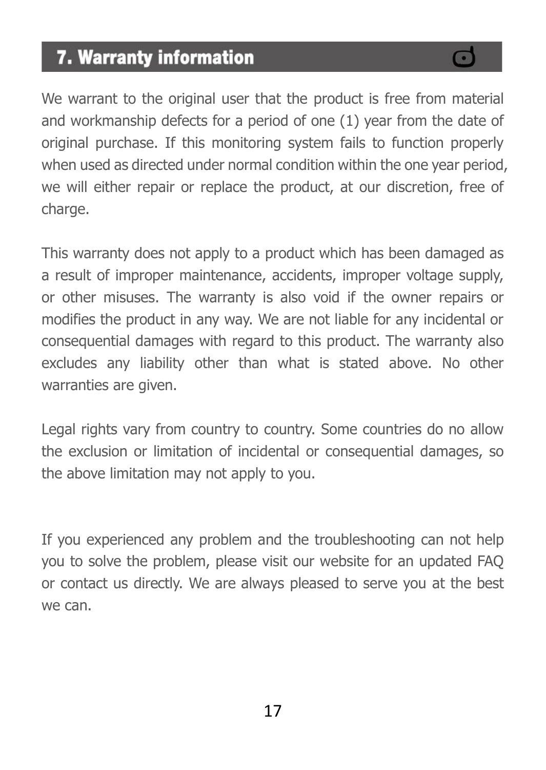# 7. Warranty information

We warrant to the original user that the product is free from material and workmanship defects for a period of one (1) year from the date of original purchase. If this monitoring system fails to function properly when used as directed under normal condition within the one year period, we will either repair or replace the product, at our discretion, free of charge.

This warranty does not apply to a product which has been damaged as a result of improper maintenance, accidents, improper voltage supply, or other misuses. The warranty is also void if the owner repairs or modifies the product in any way. We are not liable for any incidental or consequential damages with regard to this product. The warranty also excludes any liability other than what is stated above. No other warranties are given.

Legal rights vary from country to country. Some countries do no allow the exclusion or limitation of incidental or consequential damages, so the above limitation may not apply to you.

If you experienced any problem and the troubleshooting can not help you to solve the problem, please visit our website for an updated FAQ or contact us directly. We are always pleased to serve you at the best we can.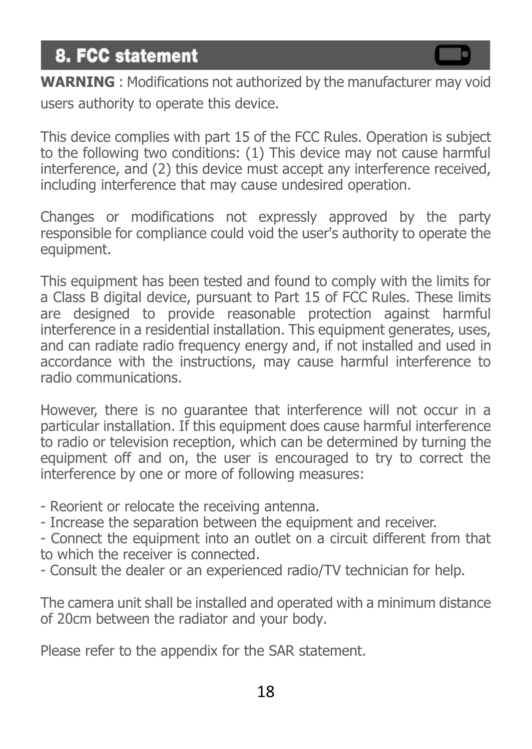## 8. FCC statement

**WARNING** : Modifications not authorized by the manufacturer may void users authority to operate this device.

This device complies with part 15 of the FCC Rules. Operation is subject to the following two conditions: (1) This device may not cause harmful interference, and (2) this device must accept any interference received, including interference that may cause undesired operation.

Changes or modifications not expressly approved by the party responsible for compliance could void the user's authority to operate the equipment.

This equipment has been tested and found to comply with the limits for a Class B digital device, pursuant to Part 15 of FCC Rules. These limits are designed to provide reasonable protection against harmful interference in a residential installation. This equipment generates, uses, and can radiate radio frequency energy and, if not installed and used in accordance with the instructions, may cause harmful interference to radio communications.

However, there is no guarantee that interference will not occur in a particular installation. If this equipment does cause harmful interference to radio or television reception, which can be determined by turning the equipment off and on, the user is encouraged to try to correct the interference by one or more of following measures:

- Reorient or relocate the receiving antenna.
- Increase the separation between the equipment and receiver.
- Connect the equipment into an outlet on a circuit different from that to which the receiver is connected.
- Consult the dealer or an experienced radio/TV technician for help.

The camera unit shall be installed and operated with a minimum distance of 20cm between the radiator and your body.

Please refer to the appendix for the SAR statement.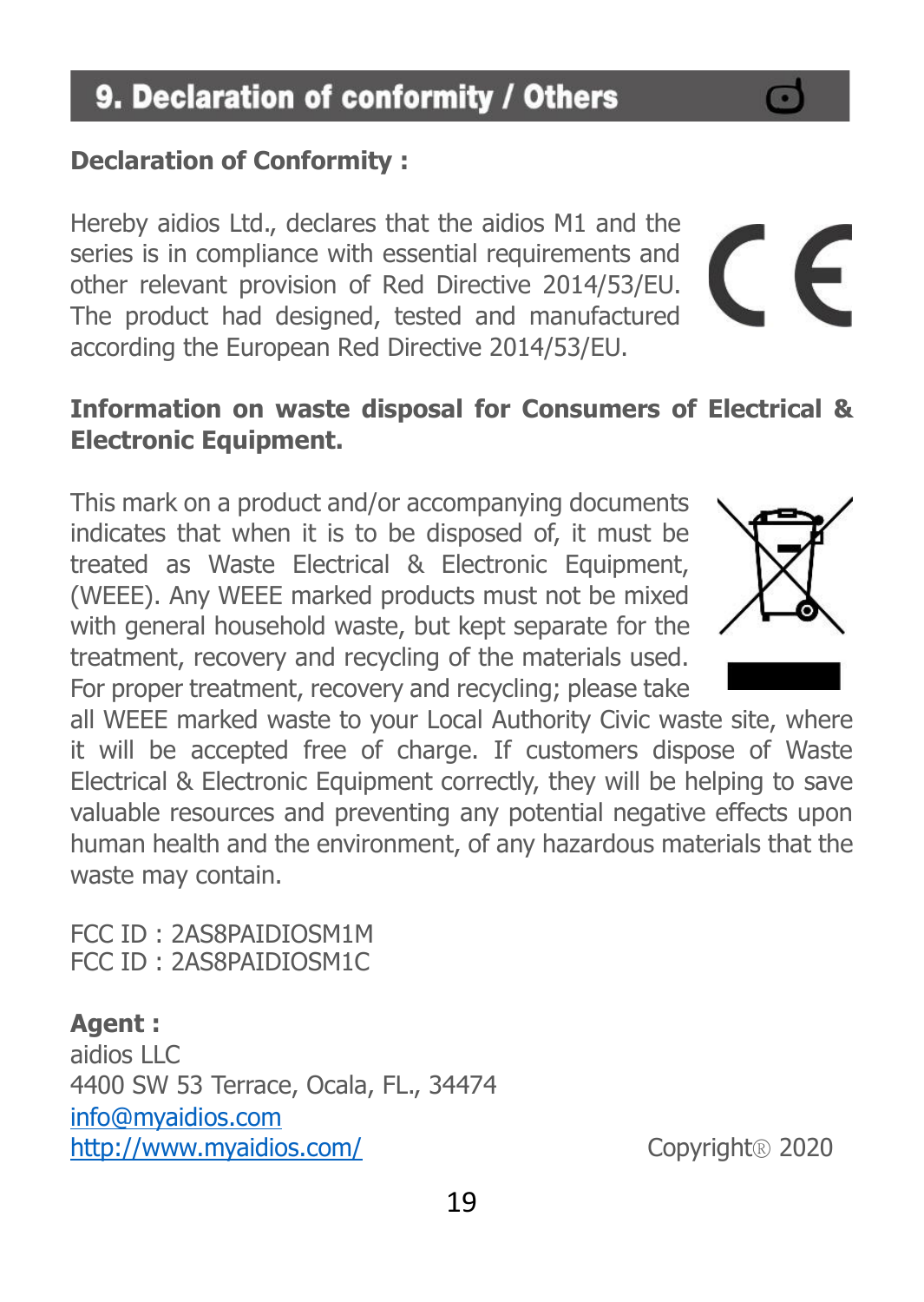## 9. Declaration of conformity / Others

**Declaration of Conformity :**

Hereby aidios Ltd., declares that the aidios M1 and the series is in compliance with essential requirements and other relevant provision of Red Directive 2014/53/EU. The product had designed, tested and manufactured according the European Red Directive 2014/53/EU.

**Information on waste disposal for Consumers of Electrical & Electronic Equipment.**

This mark on a product and/or accompanying documents indicates that when it is to be disposed of, it must be treated as Waste Electrical & Electronic Equipment, (WEEE). Any WEEE marked products must not be mixed with general household waste, but kept separate for the treatment, recovery and recycling of the materials used. For proper treatment, recovery and recycling; please take all WEEE marked waste to your Local Authority Civic waste site, where it will be accepted free of charge. If customers dispose of Waste Electrical & Electronic Equipment correctly, they will be helping to save valuable resources and preventing any potential negative effects upon human health and the environment, of any hazardous materials that the waste may contain.

FCC ID : 2AS8PAIDIOSM1M
FCC ID : 2AS8PAIDIOSM1C

**Agent :**
aidios LLC
4400 SW 53 Terrace, Ocala, FL., 34474
[info@myaidios.com](mailto:info@myaidios.com)
[http://www.myaidios.com/](http://www.myaidios.com/)

Copyright® 2020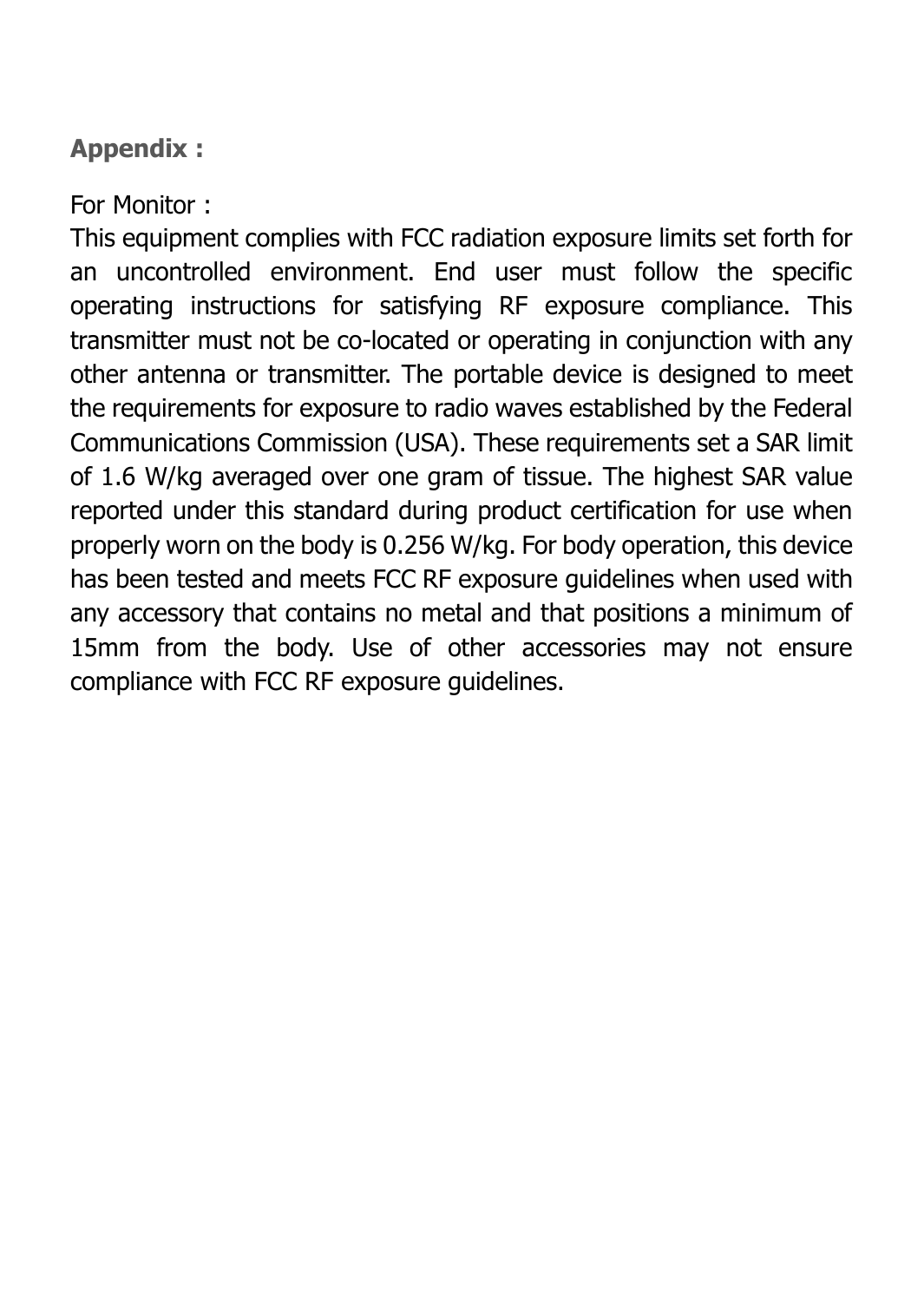**Appendix :**

For Monitor :

This equipment complies with FCC radiation exposure limits set forth for an uncontrolled environment. End user must follow the specific operating instructions for satisfying RF exposure compliance. This transmitter must not be co-located or operating in conjunction with any other antenna or transmitter. The portable device is designed to meet the requirements for exposure to radio waves established by the Federal Communications Commission (USA). These requirements set a SAR limit of 1.6 W/kg averaged over one gram of tissue. The highest SAR value reported under this standard during product certification for use when properly worn on the body is 0.256 W/kg. For body operation, this device has been tested and meets FCC RF exposure guidelines when used with any accessory that contains no metal and that positions a minimum of 15mm from the body. Use of other accessories may not ensure compliance with FCC RF exposure guidelines.